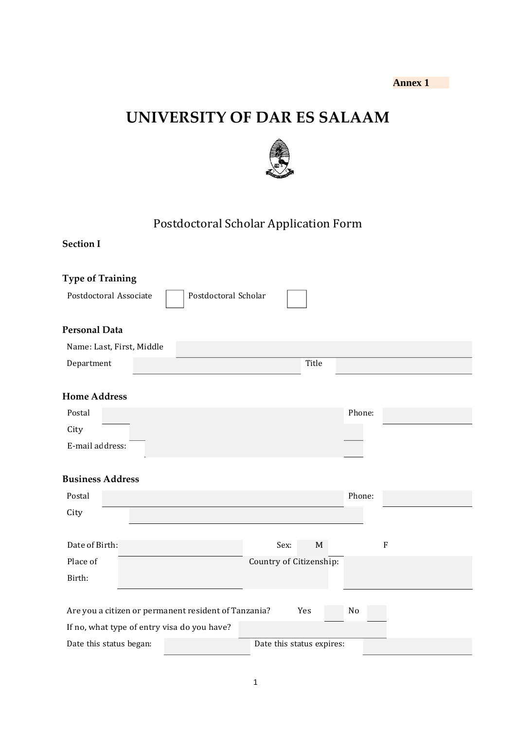Annex 1

# UNIVERSITY OF DAR ES SALAAM

## Postdoctoral Scholar Application Form

**Section I**

**Type of Training**

Postdoctoral Associate ☐ Postdoctoral Scholar ☐

**Personal Data**

| | | | |
|---|---|---|---|
| Name: Last, First, Middle | | | |
| Department | | Title | |

**Home Address**

| | | | |
|---|---|---|---|
| Postal | | Phone: | |
| City | | | |
| E-mail address: | | | |

**Business Address**

| | | | |
|---|---|---|---|
| Postal | | Phone: | |
| City | | | |

| | | | | |
|---|---|---|---|---|
| Date of Birth: | | Sex: | M | F |
| Place of Birth: | | Country of Citizenship: | | |

| | | | | |
|---|---|---|---|---|
| Are you a citizen or permanent resident of Tanzania? | Yes | | No | |
| If no, what type of entry visa do you have? | | | | |
| Date this status began: | | Date this status expires: | | |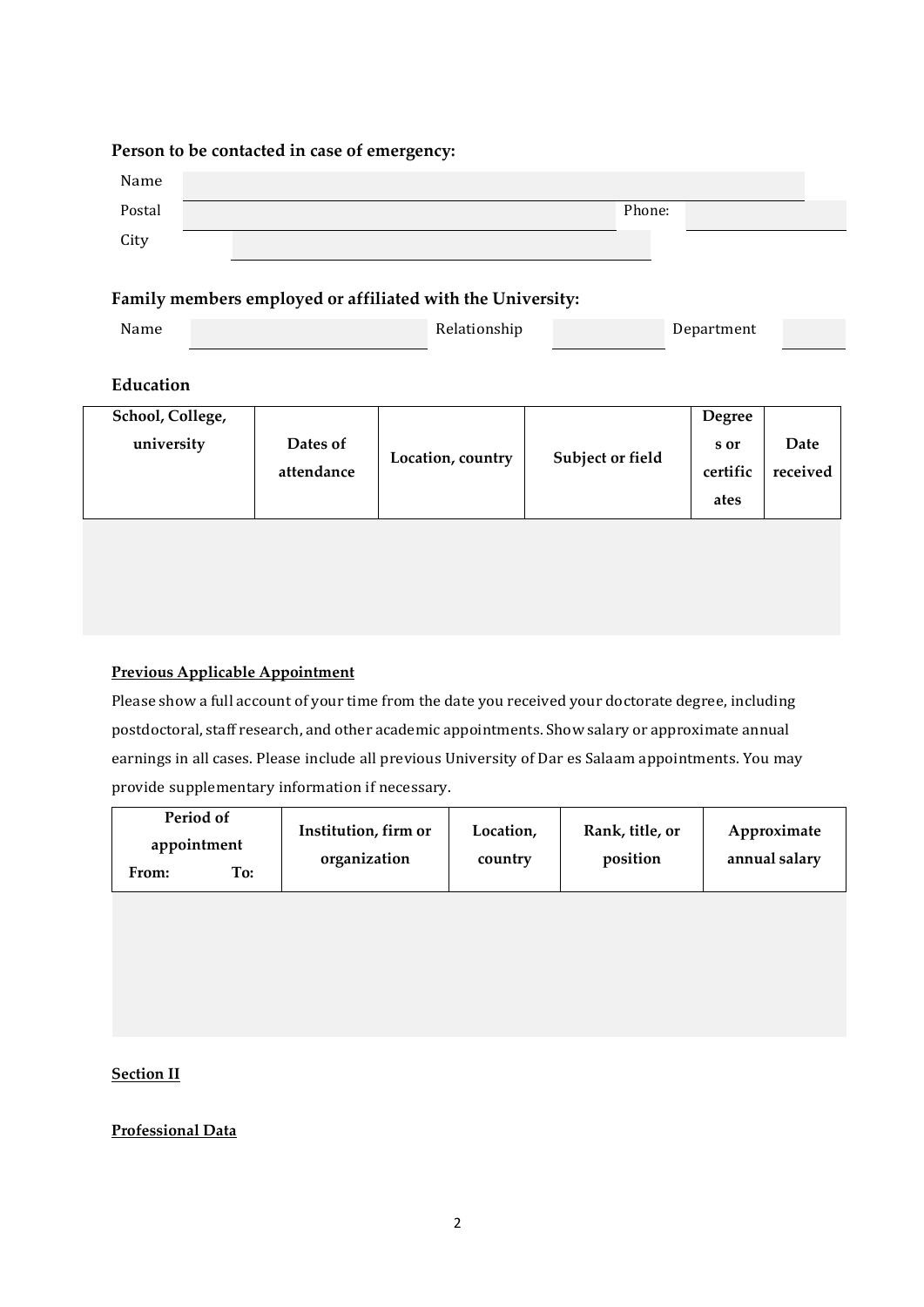**Person to be contacted in case of emergency:**

Name

Postal | Phone:

City

**Family members employed or affiliated with the University:**

Name | Relationship | Department

**Education**

| School, College, university | Dates of attendance | Location, country | Subject or field | Degrees or certificates | Date received |
|---|---|---|---|---|---|
| | | | | | |

**Previous Applicable Appointment**

Please show a full account of your time from the date you received your doctorate degree, including postdoctoral, staff research, and other academic appointments. Show salary or approximate annual earnings in all cases. Please include all previous University of Dar es Salaam appointments. You may provide supplementary information if necessary.

| Period of appointment From: | To: | Institution, firm or organization | Location, country | Rank, title, or position | Approximate annual salary |
|---|---|---|---|---|---|
| | | | | | |

**Section II**

**Professional Data**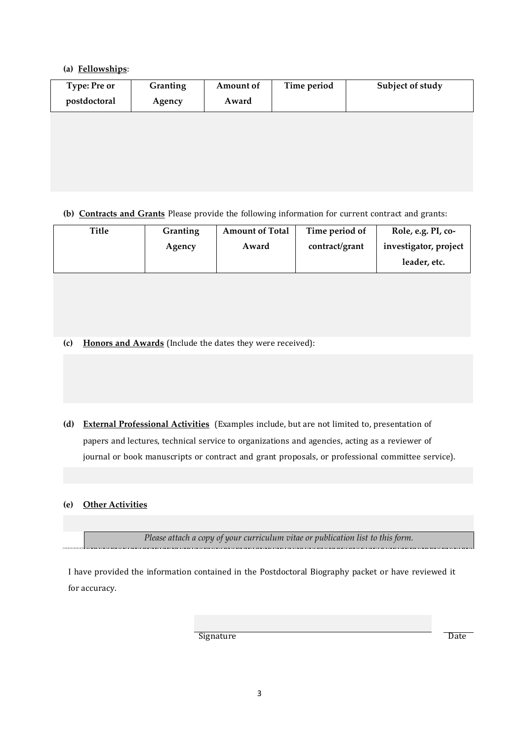**(a) Fellowships**:

| Type: Pre or postdoctoral | Granting Agency | Amount of Award | Time period | Subject of study |
|---|---|---|---|---|
| | | | | |

**(b) Contracts and Grants** Please provide the following information for current contract and grants:

| Title | Granting Agency | Amount of Total Award | Time period of contract/grant | Role, e.g. PI, co-investigator, project leader, etc. |
|---|---|---|---|---|
| | | | | |

**(c) Honors and Awards** (Include the dates they were received):

**(d) External Professional Activities** (Examples include, but are not limited to, presentation of papers and lectures, technical service to organizations and agencies, acting as a reviewer of journal or book manuscripts or contract and grant proposals, or professional committee service).

**(e) Other Activities**

*Please attach a copy of your curriculum vitae or publication list to this form.*

I have provided the information contained in the Postdoctoral Biography packet or have reviewed it for accuracy.

Signature　　　　　　　　　　Date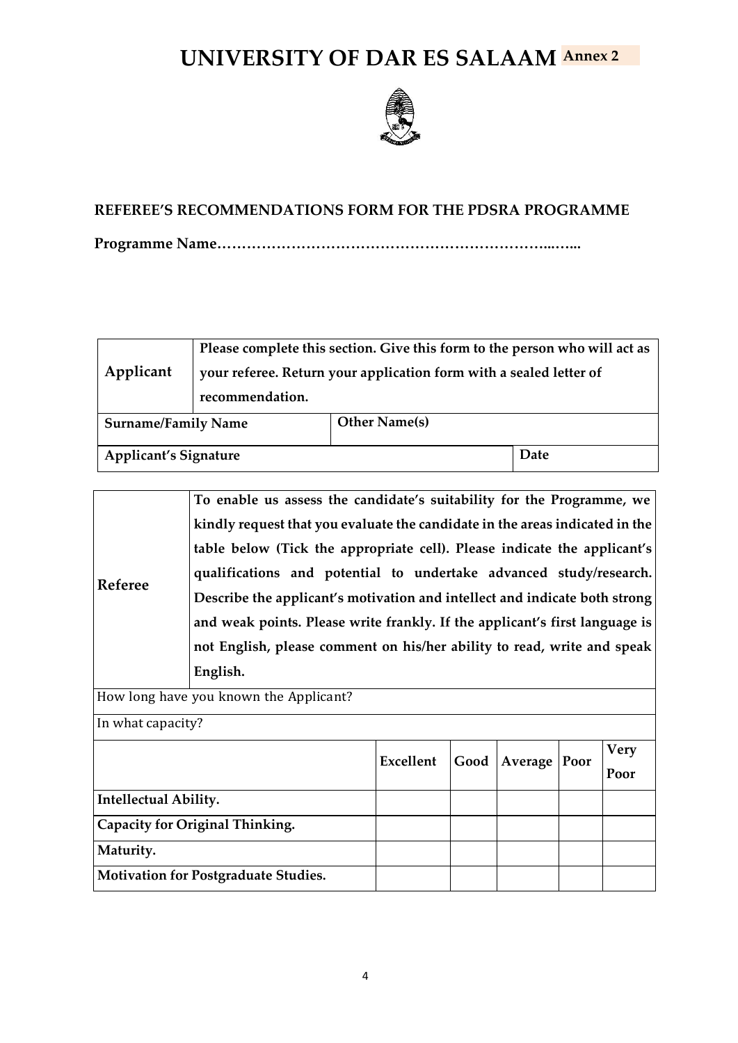# UNIVERSITY OF DAR ES SALAAM

Annex 2

## REFEREE'S RECOMMENDATIONS FORM FOR THE PDSRA PROGRAMME

**Programme Name……………………………………………………………..…...**

| Applicant | Please complete this section. Give this form to the person who will act as your referee. Return your application form with a sealed letter of recommendation. | |
|---|---|---|
| **Surname/Family Name** | **Other Name(s)** | |
| **Applicant's Signature** | | **Date** |

| Referee | To enable us assess the candidate's suitability for the Programme, we kindly request that you evaluate the candidate in the areas indicated in the table below (Tick the appropriate cell). Please indicate the applicant's qualifications and potential to undertake advanced study/research. Describe the applicant's motivation and intellect and indicate both strong and weak points. Please write frankly. If the applicant's first language is not English, please comment on his/her ability to read, write and speak English. |
|---|---|
| How long have you known the Applicant? | |
| In what capacity? | |

| | Excellent | Good | Average | Poor | Very Poor |
|---|---|---|---|---|---|
| **Intellectual Ability.** | | | | | |
| **Capacity for Original Thinking.** | | | | | |
| **Maturity.** | | | | | |
| **Motivation for Postgraduate Studies.** | | | | | |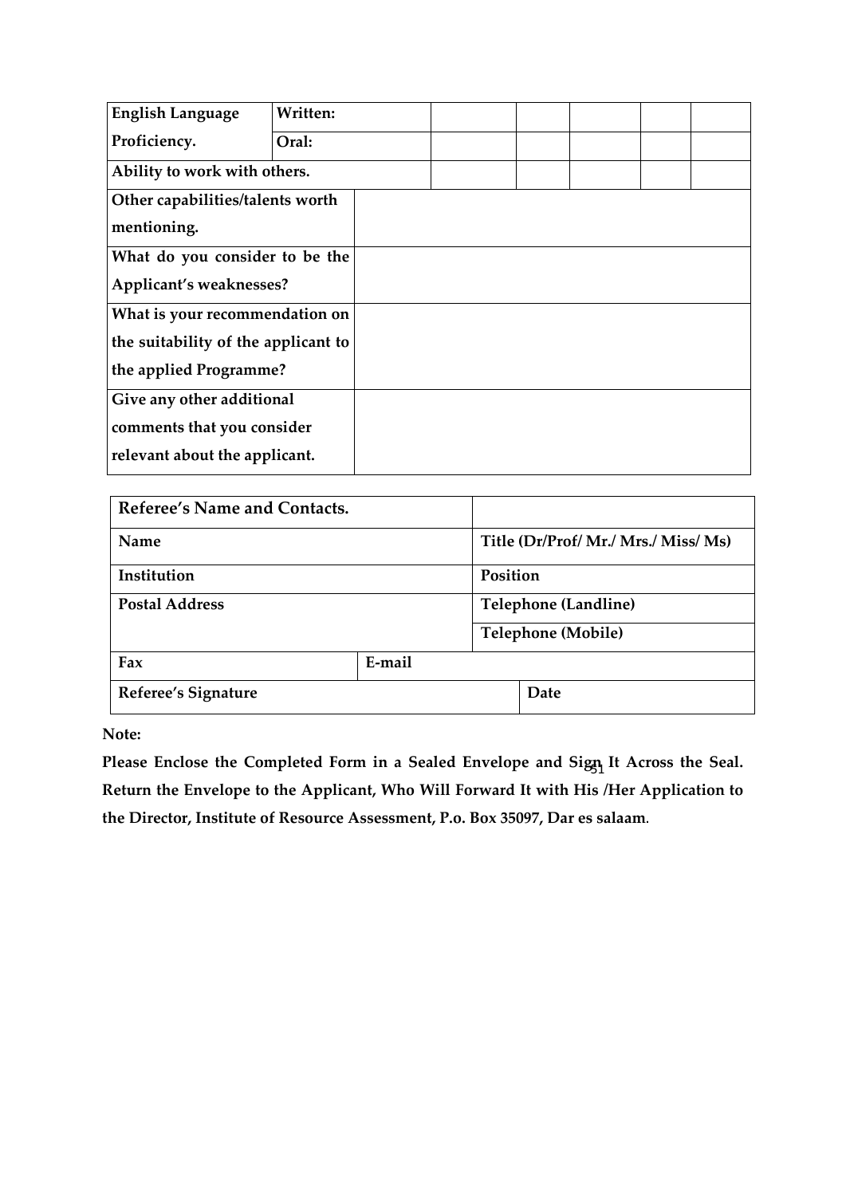| | | | | | | |
|---|---|---|---|---|---|---|
| **English Language Proficiency.** | **Written:** | | | | | |
| | **Oral:** | | | | | |
| **Ability to work with others.** | | | | | | |

| | |
|---|---|
| **Other capabilities/talents worth mentioning.** | |
| **What do you consider to be the Applicant's weaknesses?** | |
| **What is your recommendation on the suitability of the applicant to the applied Programme?** | |
| **Give any other additional comments that you consider relevant about the applicant.** | |

| | | |
|---|---|---|
| **Referee's Name and Contacts.** | | |
| **Name** | | **Title (Dr/Prof/ Mr./ Mrs./ Miss/ Ms)** |
| **Institution** | | **Position** |
| **Postal Address** | | **Telephone (Landline)** |
| | | **Telephone (Mobile)** |
| **Fax** | **E-mail** | |
| **Referee's Signature** | | **Date** |

**Note:**

**Please Enclose the Completed Form in a Sealed Envelope and Sign It Across the Seal. Return the Envelope to the Applicant, Who Will Forward It with His /Her Application to the Director, Institute of Resource Assessment, P.o. Box 35097, Dar es salaam.**